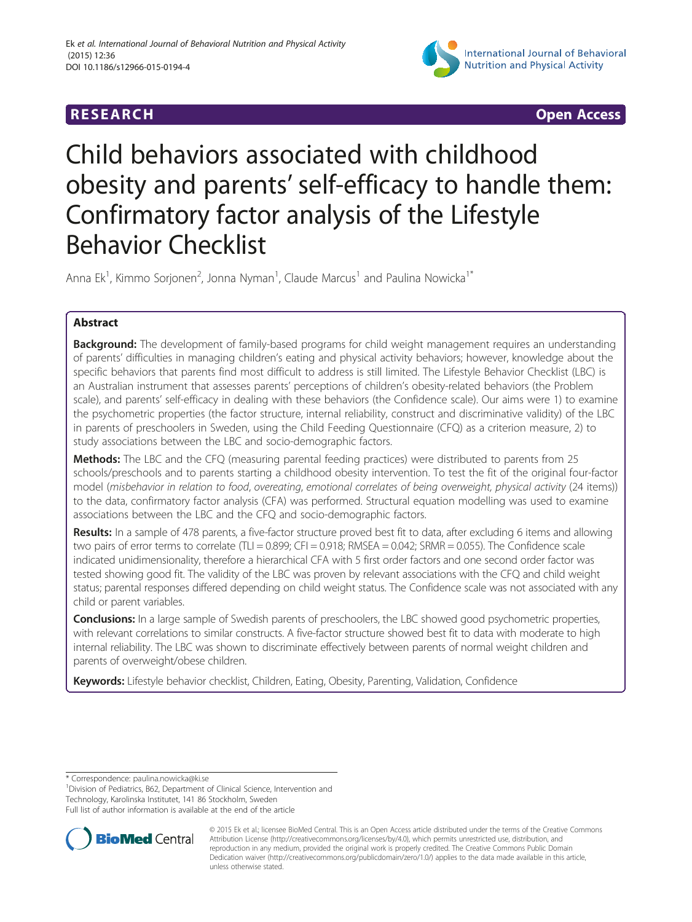RESEARCH Open Access

# Child behaviors associated with childhood obesity and parents' self-efficacy to handle them: Confirmatory factor analysis of the Lifestyle Behavior Checklist

Anna Ek[1], Kimmo Sorjonen[2], Jonna Nyman[1], Claude Marcus[1] and Paulina Nowicka[1*]

## Abstract

**Background:** The development of family-based programs for child weight management requires an understanding of parents' difficulties in managing children's eating and physical activity behaviors; however, knowledge about the specific behaviors that parents find most difficult to address is still limited. The Lifestyle Behavior Checklist (LBC) is an Australian instrument that assesses parents' perceptions of children's obesity-related behaviors (the Problem scale), and parents' self-efficacy in dealing with these behaviors (the Confidence scale). Our aims were 1) to examine the psychometric properties (the factor structure, internal reliability, construct and discriminative validity) of the LBC in parents of preschoolers in Sweden, using the Child Feeding Questionnaire (CFQ) as a criterion measure, 2) to study associations between the LBC and socio-demographic factors.

**Methods:** The LBC and the CFQ (measuring parental feeding practices) were distributed to parents from 25 schools/preschools and to parents starting a childhood obesity intervention. To test the fit of the original four-factor model (*misbehavior in relation to food*, *overeating*, *emotional correlates of being overweight*, *physical activity* (24 items)) to the data, confirmatory factor analysis (CFA) was performed. Structural equation modelling was used to examine associations between the LBC and the CFQ and socio-demographic factors.

**Results:** In a sample of 478 parents, a five-factor structure proved best fit to data, after excluding 6 items and allowing two pairs of error terms to correlate (TLI = 0.899; CFI = 0.918; RMSEA = 0.042; SRMR = 0.055). The Confidence scale indicated unidimensionality, therefore a hierarchical CFA with 5 first order factors and one second order factor was tested showing good fit. The validity of the LBC was proven by relevant associations with the CFQ and child weight status; parental responses differed depending on child weight status. The Confidence scale was not associated with any child or parent variables.

**Conclusions:** In a large sample of Swedish parents of preschoolers, the LBC showed good psychometric properties, with relevant correlations to similar constructs. A five-factor structure showed best fit to data with moderate to high internal reliability. The LBC was shown to discriminate effectively between parents of normal weight children and parents of overweight/obese children.

**Keywords:** Lifestyle behavior checklist, Children, Eating, Obesity, Parenting, Validation, Confidence

---

* Correspondence: paulina.nowicka@ki.se
[1]Division of Pediatrics, B62, Department of Clinical Science, Intervention and Technology, Karolinska Institutet, 141 86 Stockholm, Sweden
Full list of author information is available at the end of the article

© 2015 Ek et al.; licensee BioMed Central. This is an Open Access article distributed under the terms of the Creative Commons Attribution License (http://creativecommons.org/licenses/by/4.0), which permits unrestricted use, distribution, and reproduction in any medium, provided the original work is properly credited. The Creative Commons Public Domain Dedication waiver (http://creativecommons.org/publicdomain/zero/1.0/) applies to the data made available in this article, unless otherwise stated.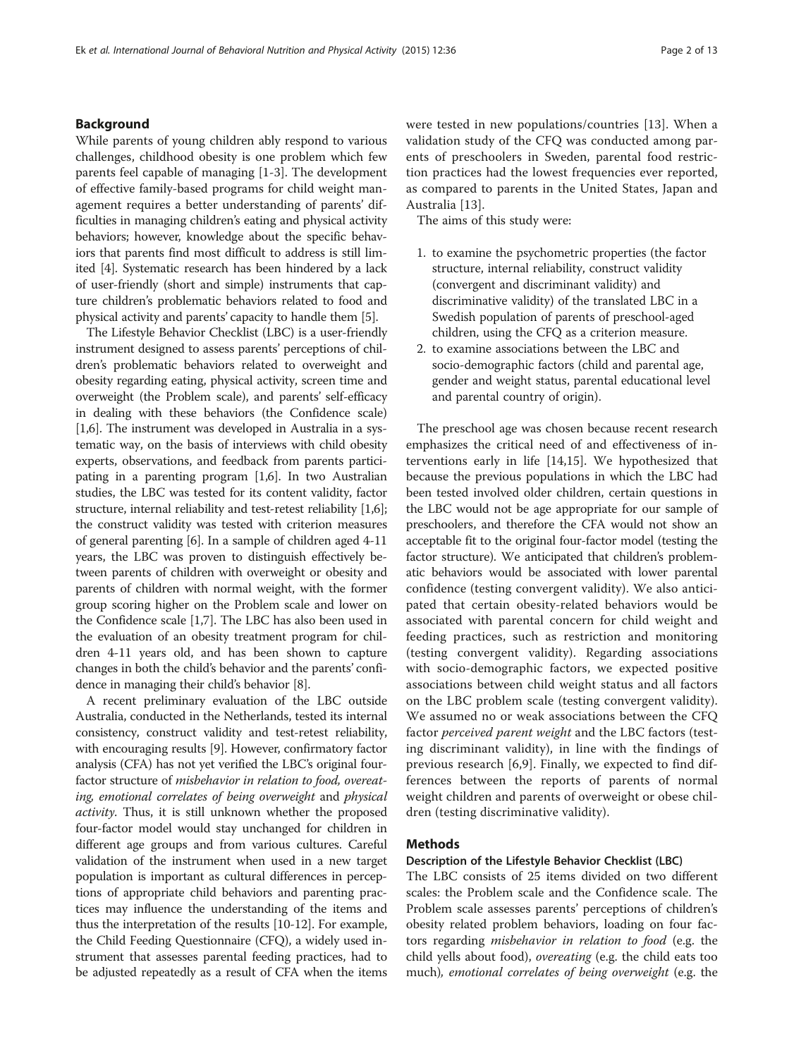## Background

While parents of young children ably respond to various challenges, childhood obesity is one problem which few parents feel capable of managing [1-3]. The development of effective family-based programs for child weight management requires a better understanding of parents' difficulties in managing children's eating and physical activity behaviors; however, knowledge about the specific behaviors that parents find most difficult to address is still limited [4]. Systematic research has been hindered by a lack of user-friendly (short and simple) instruments that capture children's problematic behaviors related to food and physical activity and parents' capacity to handle them [5].

The Lifestyle Behavior Checklist (LBC) is a user-friendly instrument designed to assess parents' perceptions of children's problematic behaviors related to overweight and obesity regarding eating, physical activity, screen time and overweight (the Problem scale), and parents' self-efficacy in dealing with these behaviors (the Confidence scale) [1,6]. The instrument was developed in Australia in a systematic way, on the basis of interviews with child obesity experts, observations, and feedback from parents participating in a parenting program [1,6]. In two Australian studies, the LBC was tested for its content validity, factor structure, internal reliability and test-retest reliability [1,6]; the construct validity was tested with criterion measures of general parenting [6]. In a sample of children aged 4-11 years, the LBC was proven to distinguish effectively between parents of children with overweight or obesity and parents of children with normal weight, with the former group scoring higher on the Problem scale and lower on the Confidence scale [1,7]. The LBC has also been used in the evaluation of an obesity treatment program for children 4-11 years old, and has been shown to capture changes in both the child's behavior and the parents' confidence in managing their child's behavior [8].

A recent preliminary evaluation of the LBC outside Australia, conducted in the Netherlands, tested its internal consistency, construct validity and test-retest reliability, with encouraging results [9]. However, confirmatory factor analysis (CFA) has not yet verified the LBC's original four-factor structure of *misbehavior in relation to food*, *overeating*, *emotional correlates of being overweight* and *physical activity*. Thus, it is still unknown whether the proposed four-factor model would stay unchanged for children in different age groups and from various cultures. Careful validation of the instrument when used in a new target population is important as cultural differences in perceptions of appropriate child behaviors and parenting practices may influence the understanding of the items and thus the interpretation of the results [10-12]. For example, the Child Feeding Questionnaire (CFQ), a widely used instrument that assesses parental feeding practices, had to be adjusted repeatedly as a result of CFA when the items were tested in new populations/countries [13]. When a validation study of the CFQ was conducted among parents of preschoolers in Sweden, parental food restriction practices had the lowest frequencies ever reported, as compared to parents in the United States, Japan and Australia [13].

The aims of this study were:

1. to examine the psychometric properties (the factor structure, internal reliability, construct validity (convergent and discriminant validity) and discriminative validity) of the translated LBC in a Swedish population of parents of preschool-aged children, using the CFQ as a criterion measure.
2. to examine associations between the LBC and socio-demographic factors (child and parental age, gender and weight status, parental educational level and parental country of origin).

The preschool age was chosen because recent research emphasizes the critical need of and effectiveness of interventions early in life [14,15]. We hypothesized that because the previous populations in which the LBC had been tested involved older children, certain questions in the LBC would not be age appropriate for our sample of preschoolers, and therefore the CFA would not show an acceptable fit to the original four-factor model (testing the factor structure). We anticipated that children's problematic behaviors would be associated with lower parental confidence (testing convergent validity). We also anticipated that certain obesity-related behaviors would be associated with parental concern for child weight and feeding practices, such as restriction and monitoring (testing convergent validity). Regarding associations with socio-demographic factors, we expected positive associations between child weight status and all factors on the LBC problem scale (testing convergent validity). We assumed no or weak associations between the CFQ factor *perceived parent weight* and the LBC factors (testing discriminant validity), in line with the findings of previous research [6,9]. Finally, we expected to find differences between the reports of parents of normal weight children and parents of overweight or obese children (testing discriminative validity).

## Methods

### Description of the Lifestyle Behavior Checklist (LBC)

The LBC consists of 25 items divided on two different scales: the Problem scale and the Confidence scale. The Problem scale assesses parents' perceptions of children's obesity related problem behaviors, loading on four factors regarding *misbehavior in relation to food* (e.g. the child yells about food), *overeating* (e.g. the child eats too much), *emotional correlates of being overweight* (e.g. the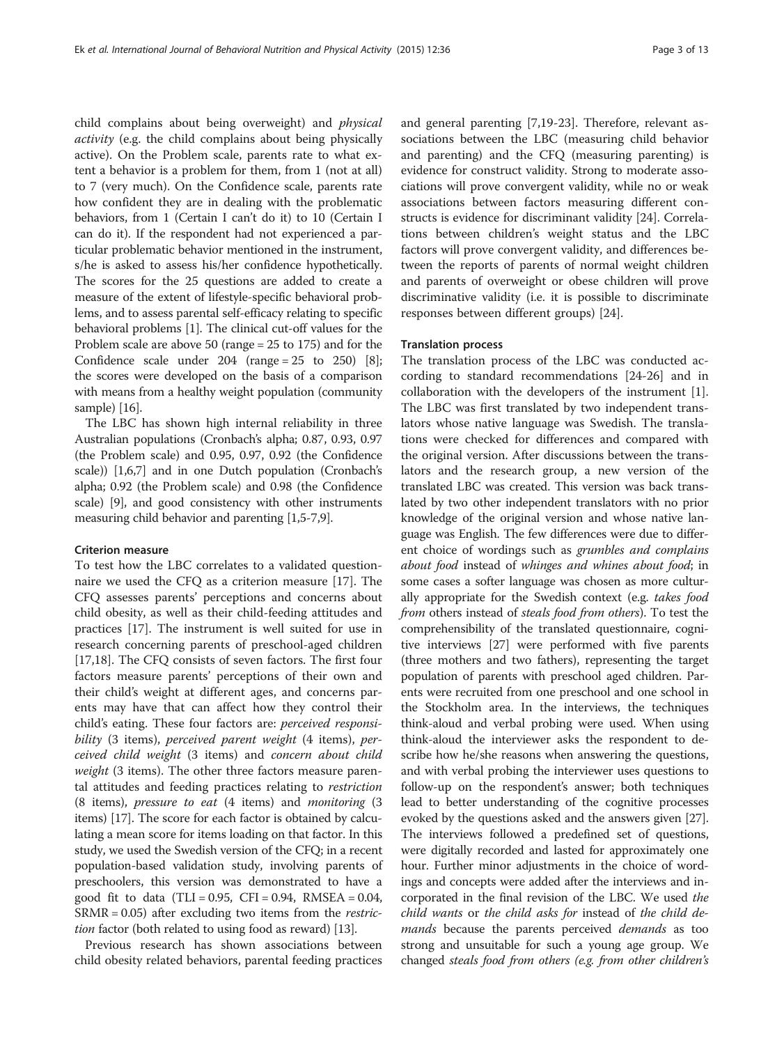child complains about being overweight) and *physical activity* (e.g. the child complains about being physically active). On the Problem scale, parents rate to what extent a behavior is a problem for them, from 1 (not at all) to 7 (very much). On the Confidence scale, parents rate how confident they are in dealing with the problematic behaviors, from 1 (Certain I can't do it) to 10 (Certain I can do it). If the respondent had not experienced a particular problematic behavior mentioned in the instrument, s/he is asked to assess his/her confidence hypothetically. The scores for the 25 questions are added to create a measure of the extent of lifestyle-specific behavioral problems, and to assess parental self-efficacy relating to specific behavioral problems [1]. The clinical cut-off values for the Problem scale are above 50 (range = 25 to 175) and for the Confidence scale under 204 (range = 25 to 250) [8]; the scores were developed on the basis of a comparison with means from a healthy weight population (community sample) [16].

The LBC has shown high internal reliability in three Australian populations (Cronbach's alpha; 0.87, 0.93, 0.97 (the Problem scale) and 0.95, 0.97, 0.92 (the Confidence scale)) [1,6,7] and in one Dutch population (Cronbach's alpha; 0.92 (the Problem scale) and 0.98 (the Confidence scale) [9], and good consistency with other instruments measuring child behavior and parenting [1,5-7,9].

### Criterion measure

To test how the LBC correlates to a validated questionnaire we used the CFQ as a criterion measure [17]. The CFQ assesses parents' perceptions and concerns about child obesity, as well as their child-feeding attitudes and practices [17]. The instrument is well suited for use in research concerning parents of preschool-aged children [17,18]. The CFQ consists of seven factors. The first four factors measure parents' perceptions of their own and their child's weight at different ages, and concerns parents may have that can affect how they control their child's eating. These four factors are: *perceived responsibility* (3 items), *perceived parent weight* (4 items), *perceived child weight* (3 items) and *concern about child weight* (3 items). The other three factors measure parental attitudes and feeding practices relating to *restriction* (8 items), *pressure to eat* (4 items) and *monitoring* (3 items) [17]. The score for each factor is obtained by calculating a mean score for items loading on that factor. In this study, we used the Swedish version of the CFQ; in a recent population-based validation study, involving parents of preschoolers, this version was demonstrated to have a good fit to data (TLI = 0.95, CFI = 0.94, RMSEA = 0.04, SRMR = 0.05) after excluding two items from the *restriction* factor (both related to using food as reward) [13].

Previous research has shown associations between child obesity related behaviors, parental feeding practices and general parenting [7,19-23]. Therefore, relevant associations between the LBC (measuring child behavior and parenting) and the CFQ (measuring parenting) is evidence for construct validity. Strong to moderate associations will prove convergent validity, while no or weak associations between factors measuring different constructs is evidence for discriminant validity [24]. Correlations between children's weight status and the LBC factors will prove convergent validity, and differences between the reports of parents of normal weight children and parents of overweight or obese children will prove discriminative validity (i.e. it is possible to discriminate responses between different groups) [24].

### Translation process

The translation process of the LBC was conducted according to standard recommendations [24-26] and in collaboration with the developers of the instrument [1]. The LBC was first translated by two independent translators whose native language was Swedish. The translations were checked for differences and compared with the original version. After discussions between the translators and the research group, a new version of the translated LBC was created. This version was back translated by two other independent translators with no prior knowledge of the original version and whose native language was English. The few differences were due to different choice of wordings such as *grumbles and complains about food* instead of *whinges and whines about food*; in some cases a softer language was chosen as more culturally appropriate for the Swedish context (e.g. *takes food from* others instead of *steals food from others*). To test the comprehensibility of the translated questionnaire, cognitive interviews [27] were performed with five parents (three mothers and two fathers), representing the target population of parents with preschool aged children. Parents were recruited from one preschool and one school in the Stockholm area. In the interviews, the techniques think-aloud and verbal probing were used. When using think-aloud the interviewer asks the respondent to describe how he/she reasons when answering the questions, and with verbal probing the interviewer uses questions to follow-up on the respondent's answer; both techniques lead to better understanding of the cognitive processes evoked by the questions asked and the answers given [27]. The interviews followed a predefined set of questions, were digitally recorded and lasted for approximately one hour. Further minor adjustments in the choice of wordings and concepts were added after the interviews and incorporated in the final revision of the LBC. We used *the child wants* or *the child asks for* instead of *the child demands* because the parents perceived *demands* as too strong and unsuitable for such a young age group. We changed *steals food from others (e.g. from other children's*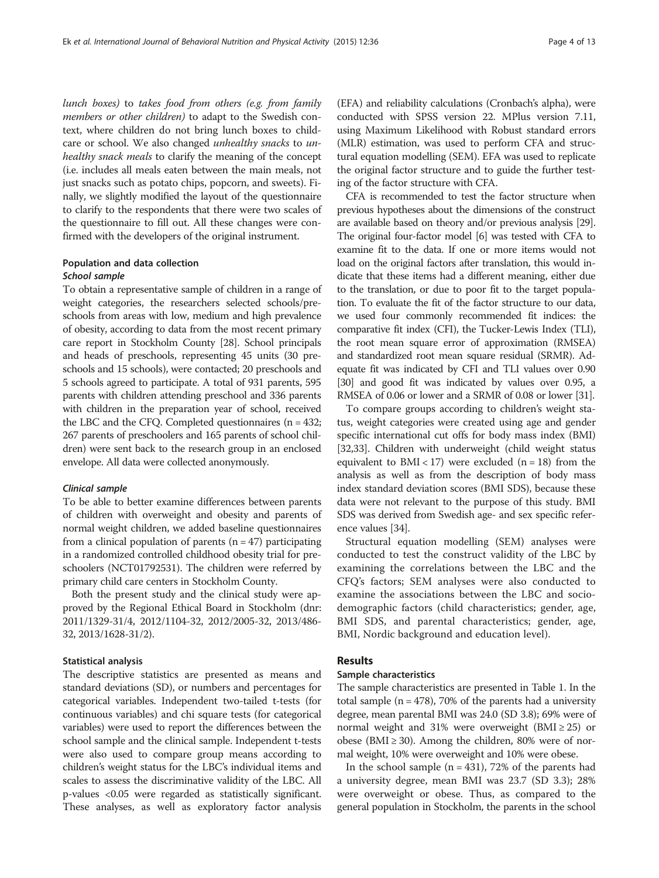*lunch boxes)* to *takes food from others (e.g. from family members or other children)* to adapt to the Swedish context, where children do not bring lunch boxes to childcare or school. We also changed *unhealthy snacks* to *unhealthy snack meals* to clarify the meaning of the concept (i.e. includes all meals eaten between the main meals, not just snacks such as potato chips, popcorn, and sweets). Finally, we slightly modified the layout of the questionnaire to clarify to the respondents that there were two scales of the questionnaire to fill out. All these changes were confirmed with the developers of the original instrument.

### Population and data collection

#### *School sample*

To obtain a representative sample of children in a range of weight categories, the researchers selected schools/preschools from areas with low, medium and high prevalence of obesity, according to data from the most recent primary care report in Stockholm County [28]. School principals and heads of preschools, representing 45 units (30 preschools and 15 schools), were contacted; 20 preschools and 5 schools agreed to participate. A total of 931 parents, 595 parents with children attending preschool and 336 parents with children in the preparation year of school, received the LBC and the CFQ. Completed questionnaires (n = 432; 267 parents of preschoolers and 165 parents of school children) were sent back to the research group in an enclosed envelope. All data were collected anonymously.

#### *Clinical sample*

To be able to better examine differences between parents of children with overweight and obesity and parents of normal weight children, we added baseline questionnaires from a clinical population of parents (n = 47) participating in a randomized controlled childhood obesity trial for preschoolers (NCT01792531). The children were referred by primary child care centers in Stockholm County.

Both the present study and the clinical study were approved by the Regional Ethical Board in Stockholm (dnr: 2011/1329-31/4, 2012/1104-32, 2012/2005-32, 2013/486-32, 2013/1628-31/2).

### Statistical analysis

The descriptive statistics are presented as means and standard deviations (SD), or numbers and percentages for categorical variables. Independent two-tailed t-tests (for continuous variables) and chi square tests (for categorical variables) were used to report the differences between the school sample and the clinical sample. Independent t-tests were also used to compare group means according to children's weight status for the LBC's individual items and scales to assess the discriminative validity of the LBC. All p-values <0.05 were regarded as statistically significant. These analyses, as well as exploratory factor analysis (EFA) and reliability calculations (Cronbach's alpha), were conducted with SPSS version 22. MPlus version 7.11, using Maximum Likelihood with Robust standard errors (MLR) estimation, was used to perform CFA and structural equation modelling (SEM). EFA was used to replicate the original factor structure and to guide the further testing of the factor structure with CFA.

CFA is recommended to test the factor structure when previous hypotheses about the dimensions of the construct are available based on theory and/or previous analysis [29]. The original four-factor model [6] was tested with CFA to examine fit to the data. If one or more items would not load on the original factors after translation, this would indicate that these items had a different meaning, either due to the translation, or due to poor fit to the target population. To evaluate the fit of the factor structure to our data, we used four commonly recommended fit indices: the comparative fit index (CFI), the Tucker-Lewis Index (TLI), the root mean square error of approximation (RMSEA) and standardized root mean square residual (SRMR). Adequate fit was indicated by CFI and TLI values over 0.90 [30] and good fit was indicated by values over 0.95, a RMSEA of 0.06 or lower and a SRMR of 0.08 or lower [31].

To compare groups according to children's weight status, weight categories were created using age and gender specific international cut offs for body mass index (BMI) [32,33]. Children with underweight (child weight status equivalent to BMI < 17) were excluded (n = 18) from the analysis as well as from the description of body mass index standard deviation scores (BMI SDS), because these data were not relevant to the purpose of this study. BMI SDS was derived from Swedish age- and sex specific reference values [34].

Structural equation modelling (SEM) analyses were conducted to test the construct validity of the LBC by examining the correlations between the LBC and the CFQ's factors; SEM analyses were also conducted to examine the associations between the LBC and sociodemographic factors (child characteristics; gender, age, BMI SDS, and parental characteristics; gender, age, BMI, Nordic background and education level).

## Results

### Sample characteristics

The sample characteristics are presented in Table 1. In the total sample (n = 478), 70% of the parents had a university degree, mean parental BMI was 24.0 (SD 3.8); 69% were of normal weight and 31% were overweight (BMI ≥ 25) or obese (BMI ≥ 30). Among the children, 80% were of normal weight, 10% were overweight and 10% were obese.

In the school sample (n = 431), 72% of the parents had a university degree, mean BMI was 23.7 (SD 3.3); 28% were overweight or obese. Thus, as compared to the general population in Stockholm, the parents in the school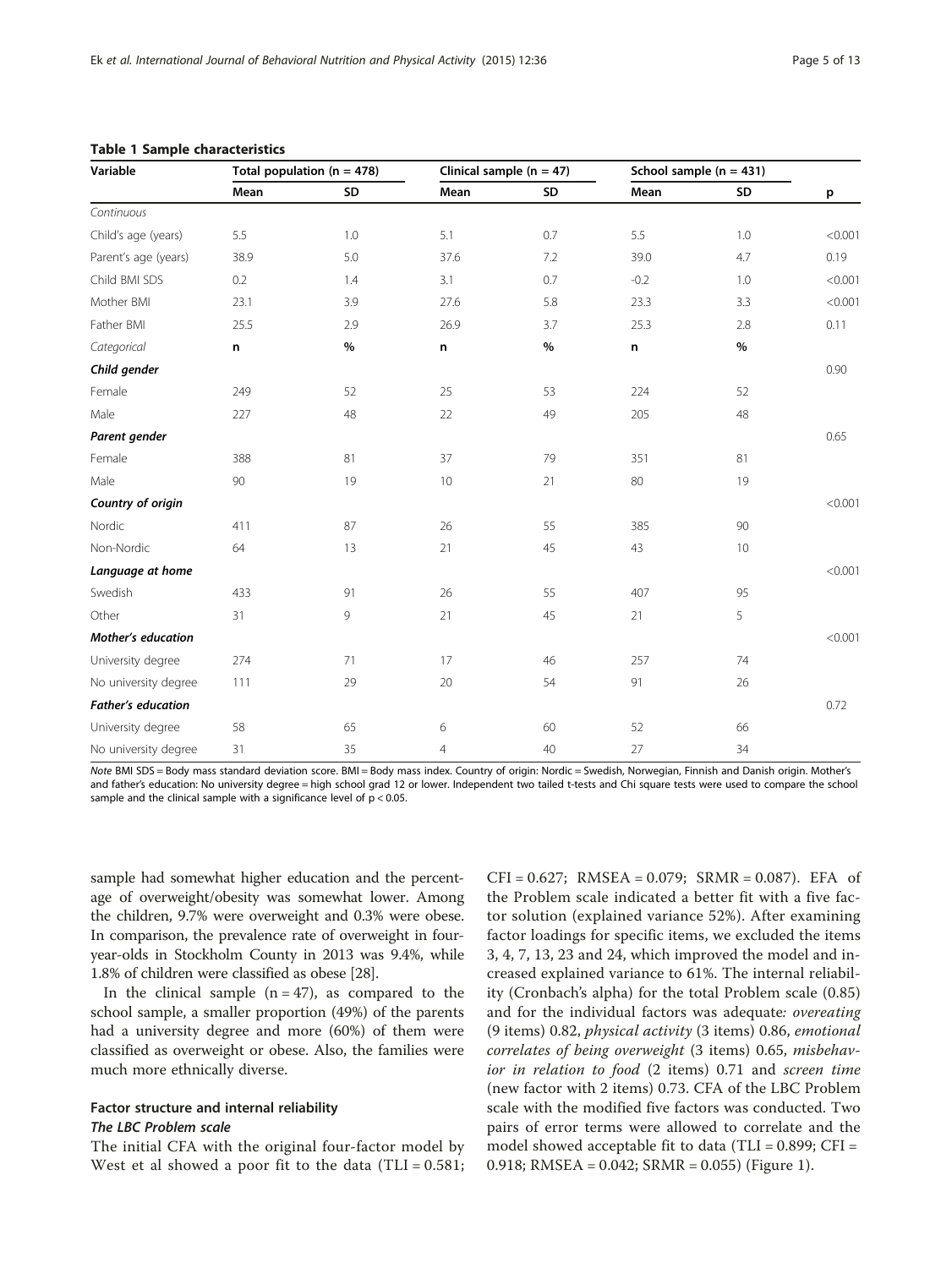**Table 1 Sample characteristics**

| Variable | Total population (n = 478) | | Clinical sample (n = 47) | | School sample (n = 431) | | |
|---|---|---|---|---|---|---|---|
| | Mean | SD | Mean | SD | Mean | SD | p |
| *Continuous* | | | | | | | |
| Child's age (years) | 5.5 | 1.0 | 5.1 | 0.7 | 5.5 | 1.0 | <0.001 |
| Parent's age (years) | 38.9 | 5.0 | 37.6 | 7.2 | 39.0 | 4.7 | 0.19 |
| Child BMI SDS | 0.2 | 1.4 | 3.1 | 0.7 | -0.2 | 1.0 | <0.001 |
| Mother BMI | 23.1 | 3.9 | 27.6 | 5.8 | 23.3 | 3.3 | <0.001 |
| Father BMI | 25.5 | 2.9 | 26.9 | 3.7 | 25.3 | 2.8 | 0.11 |
| *Categorical* | **n** | **%** | **n** | **%** | **n** | **%** | |
| ***Child gender*** | | | | | | | 0.90 |
| Female | 249 | 52 | 25 | 53 | 224 | 52 | |
| Male | 227 | 48 | 22 | 49 | 205 | 48 | |
| ***Parent gender*** | | | | | | | 0.65 |
| Female | 388 | 81 | 37 | 79 | 351 | 81 | |
| Male | 90 | 19 | 10 | 21 | 80 | 19 | |
| ***Country of origin*** | | | | | | | <0.001 |
| Nordic | 411 | 87 | 26 | 55 | 385 | 90 | |
| Non-Nordic | 64 | 13 | 21 | 45 | 43 | 10 | |
| ***Language at home*** | | | | | | | <0.001 |
| Swedish | 433 | 91 | 26 | 55 | 407 | 95 | |
| Other | 31 | 9 | 21 | 45 | 21 | 5 | |
| ***Mother's education*** | | | | | | | <0.001 |
| University degree | 274 | 71 | 17 | 46 | 257 | 74 | |
| No university degree | 111 | 29 | 20 | 54 | 91 | 26 | |
| ***Father's education*** | | | | | | | 0.72 |
| University degree | 58 | 65 | 6 | 60 | 52 | 66 | |
| No university degree | 31 | 35 | 4 | 40 | 27 | 34 | |

*Note* BMI SDS = Body mass standard deviation score. BMI = Body mass index. Country of origin: Nordic = Swedish, Norwegian, Finnish and Danish origin. Mother's and father's education: No university degree = high school grad 12 or lower. Independent two tailed t-tests and Chi square tests were used to compare the school sample and the clinical sample with a significance level of $p < 0.05$.

sample had somewhat higher education and the percentage of overweight/obesity was somewhat lower. Among the children, 9.7% were overweight and 0.3% were obese. In comparison, the prevalence rate of overweight in four-year-olds in Stockholm County in 2013 was 9.4%, while 1.8% of children were classified as obese [28].

In the clinical sample (n = 47), as compared to the school sample, a smaller proportion (49%) of the parents had a university degree and more (60%) of them were classified as overweight or obese. Also, the families were much more ethnically diverse.

## Factor structure and internal reliability

### The LBC Problem scale

The initial CFA with the original four-factor model by West et al showed a poor fit to the data (TLI = 0.581; CFI = 0.627; RMSEA = 0.079; SRMR = 0.087). EFA of the Problem scale indicated a better fit with a five factor solution (explained variance 52%). After examining factor loadings for specific items, we excluded the items 3, 4, 7, 13, 23 and 24, which improved the model and increased explained variance to 61%. The internal reliability (Cronbach's alpha) for the total Problem scale (0.85) and for the individual factors was adequate*: overeating* (9 items) 0.82, *physical activity* (3 items) 0.86, *emotional correlates of being overweight* (3 items) 0.65, *misbehavior in relation to food* (2 items) 0.71 and *screen time* (new factor with 2 items) 0.73. CFA of the LBC Problem scale with the modified five factors was conducted. Two pairs of error terms were allowed to correlate and the model showed acceptable fit to data (TLI = 0.899; CFI = 0.918; RMSEA = 0.042; SRMR = 0.055) (Figure 1).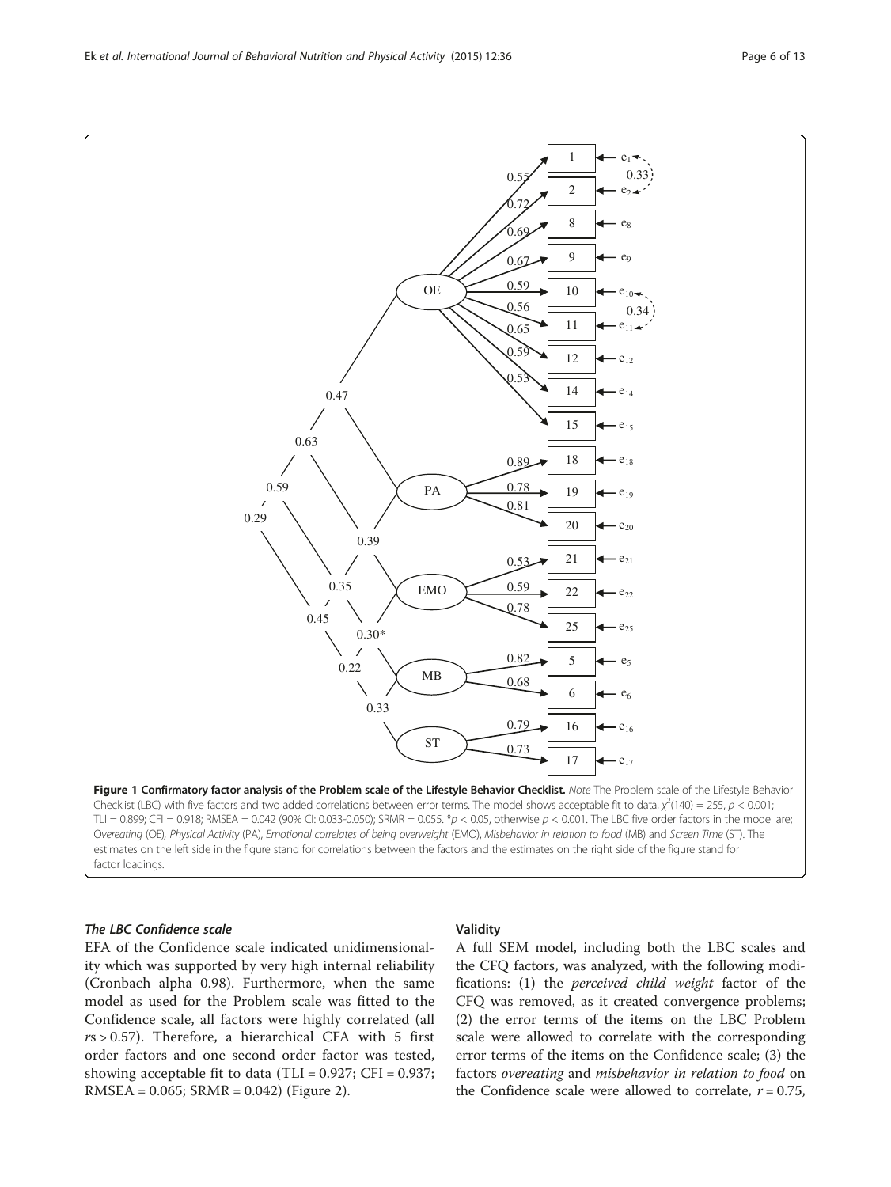**Figure 1 Confirmatory factor analysis of the Problem scale of the Lifestyle Behavior Checklist.** *Note* The Problem scale of the Lifestyle Behavior Checklist (LBC) with five factors and two added correlations between error terms. The model shows acceptable fit to data, $\chi^2(140) = 255$, $p < 0.001$; TLI = 0.899; CFI = 0.918; RMSEA = 0.042 (90% CI: 0.033-0.050); SRMR = 0.055. *$p < 0.05$, otherwise $p < 0.001$. The LBC five order factors in the model are; *Overeating* (OE), *Physical Activity* (PA), *Emotional correlates of being overweight* (EMO), *Misbehavior in relation to food* (MB) and *Screen Time* (ST). The estimates on the left side in the figure stand for correlations between the factors and the estimates on the right side of the figure stand for factor loadings.

### *The LBC Confidence scale*

EFA of the Confidence scale indicated unidimensionality which was supported by very high internal reliability (Cronbach alpha 0.98). Furthermore, when the same model as used for the Problem scale was fitted to the Confidence scale, all factors were highly correlated (all $r$s > 0.57). Therefore, a hierarchical CFA with 5 first order factors and one second order factor was tested, showing acceptable fit to data (TLI = 0.927; CFI = 0.937; RMSEA = 0.065; SRMR = 0.042) (Figure 2).

### Validity

A full SEM model, including both the LBC scales and the CFQ factors, was analyzed, with the following modifications: (1) the *perceived child weight* factor of the CFQ was removed, as it created convergence problems; (2) the error terms of the items on the LBC Problem scale were allowed to correlate with the corresponding error terms of the items on the Confidence scale; (3) the factors *overeating* and *misbehavior in relation to food* on the Confidence scale were allowed to correlate, $r = 0.75$,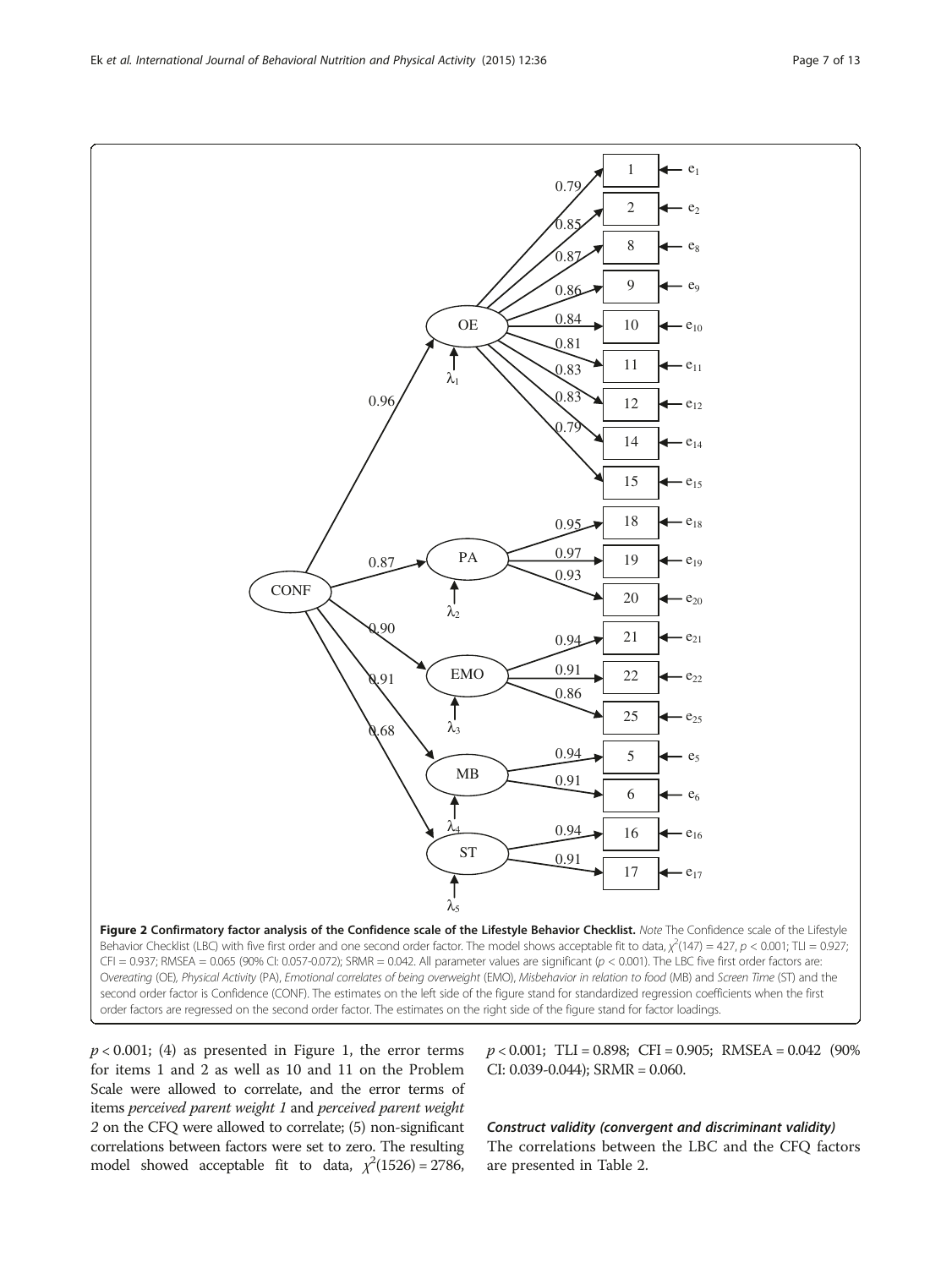**Figure 2 Confirmatory factor analysis of the Confidence scale of the Lifestyle Behavior Checklist.** *Note* The Confidence scale of the Lifestyle Behavior Checklist (LBC) with five first order and one second order factor. The model shows acceptable fit to data, $\chi^2(147) = 427$, $p < 0.001$; TLI = 0.927; CFI = 0.937; RMSEA = 0.065 (90% CI: 0.057-0.072); SRMR = 0.042. All parameter values are significant ($p < 0.001$). The LBC five first order factors are: *Overeating* (OE), *Physical Activity* (PA), *Emotional correlates of being overweight* (EMO), *Misbehavior in relation to food* (MB) and *Screen Time* (ST) and the second order factor is Confidence (CONF). The estimates on the left side of the figure stand for standardized regression coefficients when the first order factors are regressed on the second order factor. The estimates on the right side of the figure stand for factor loadings.

$p < 0.001$; (4) as presented in Figure 1, the error terms for items 1 and 2 as well as 10 and 11 on the Problem Scale were allowed to correlate, and the error terms of items *perceived parent weight 1* and *perceived parent weight 2* on the CFQ were allowed to correlate; (5) non-significant correlations between factors were set to zero. The resulting model showed acceptable fit to data, $\chi^2(1526) = 2786$, $p < 0.001$; TLI = 0.898; CFI = 0.905; RMSEA = 0.042 (90% CI: 0.039-0.044); SRMR = 0.060.

#### Construct validity (convergent and discriminant validity)

The correlations between the LBC and the CFQ factors are presented in Table 2.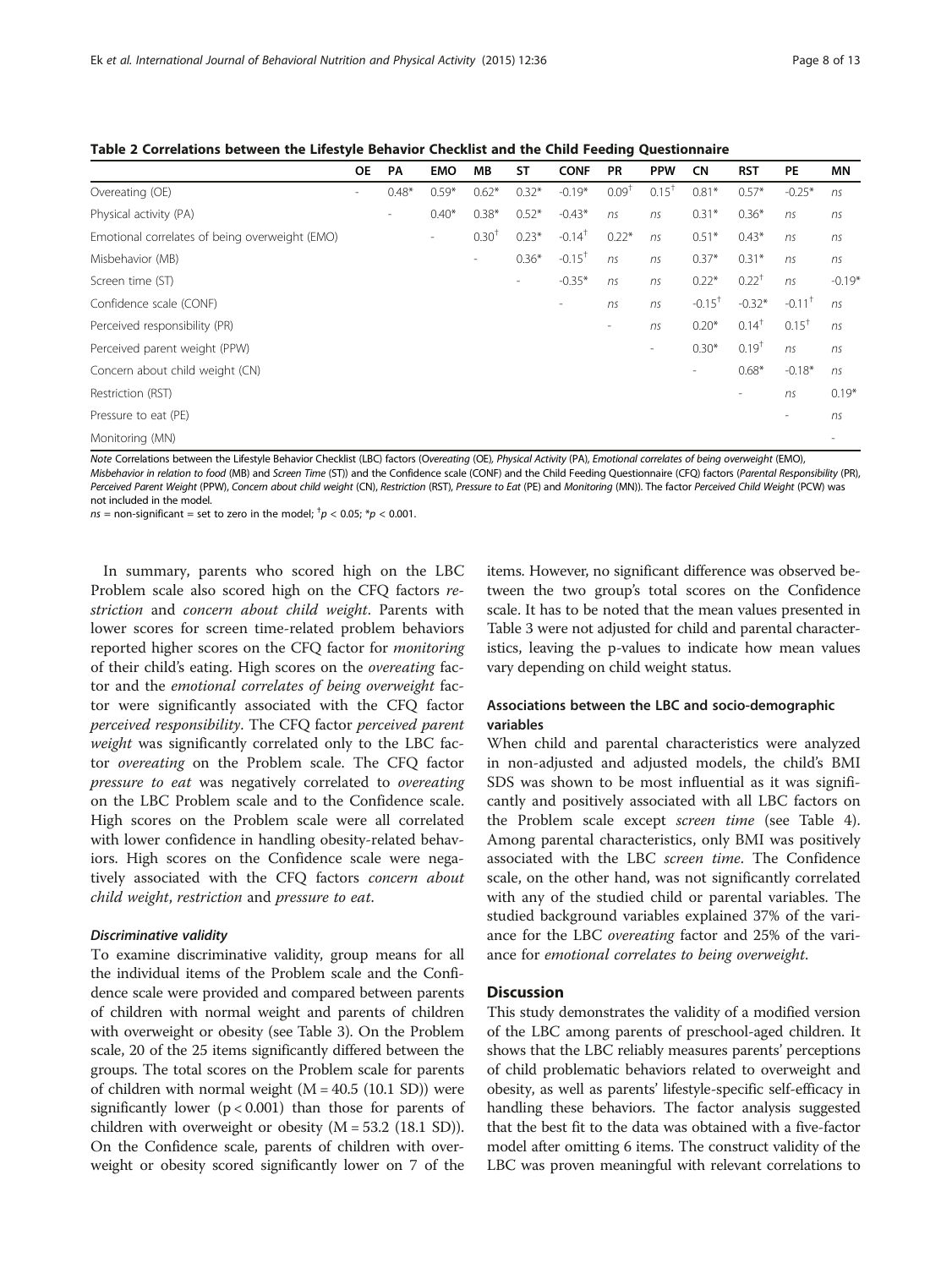**Table 2 Correlations between the Lifestyle Behavior Checklist and the Child Feeding Questionnaire**

| | OE | PA | EMO | MB | ST | CONF | PR | PPW | CN | RST | PE | MN |
|---|---|---|---|---|---|---|---|---|---|---|---|---|
| Overeating (OE) | - | 0.48* | 0.59* | 0.62* | 0.32* | -0.19* | 0.09† | 0.15† | 0.81* | 0.57* | -0.25* | *ns* |
| Physical activity (PA) | | - | 0.40* | 0.38* | 0.52* | -0.43* | *ns* | *ns* | 0.31* | 0.36* | *ns* | *ns* |
| Emotional correlates of being overweight (EMO) | | | - | 0.30† | 0.23* | -0.14† | 0.22* | *ns* | 0.51* | 0.43* | *ns* | *ns* |
| Misbehavior (MB) | | | | - | 0.36* | -0.15† | *ns* | *ns* | 0.37* | 0.31* | *ns* | *ns* |
| Screen time (ST) | | | | | - | -0.35* | *ns* | *ns* | 0.22* | 0.22† | *ns* | -0.19* |
| Confidence scale (CONF) | | | | | | - | *ns* | *ns* | -0.15† | -0.32* | -0.11† | *ns* |
| Perceived responsibility (PR) | | | | | | | - | *ns* | 0.20* | 0.14† | 0.15† | *ns* |
| Perceived parent weight (PPW) | | | | | | | | - | 0.30* | 0.19† | *ns* | *ns* |
| Concern about child weight (CN) | | | | | | | | | - | 0.68* | -0.18* | *ns* |
| Restriction (RST) | | | | | | | | | | - | *ns* | 0.19* |
| Pressure to eat (PE) | | | | | | | | | | | - | *ns* |
| Monitoring (MN) | | | | | | | | | | | | - |

*Note* Correlations between the Lifestyle Behavior Checklist (LBC) factors (*Overeating* (OE), *Physical Activity* (PA), *Emotional correlates of being overweight* (EMO), *Misbehavior in relation to food* (MB) and *Screen Time* (ST)) and the Confidence scale (CONF) and the Child Feeding Questionnaire (CFQ) factors (*Parental Responsibility* (PR), *Perceived Parent Weight* (PPW), *Concern about child weight* (CN), *Restriction* (RST), *Pressure to Eat* (PE) and *Monitoring* (MN)). The factor *Perceived Child Weight* (PCW) was not included in the model.

*ns* = non-significant = set to zero in the model; †$p < 0.05$; *$p < 0.001$.

In summary, parents who scored high on the LBC Problem scale also scored high on the CFQ factors *restriction* and *concern about child weight*. Parents with lower scores for screen time-related problem behaviors reported higher scores on the CFQ factor for *monitoring* of their child's eating. High scores on the *overeating* factor and the *emotional correlates of being overweight* factor were significantly associated with the CFQ factor *perceived responsibility*. The CFQ factor *perceived parent weight* was significantly correlated only to the LBC factor *overeating* on the Problem scale. The CFQ factor *pressure to eat* was negatively correlated to *overeating* on the LBC Problem scale and to the Confidence scale. High scores on the Problem scale were all correlated with lower confidence in handling obesity-related behaviors. High scores on the Confidence scale were negatively associated with the CFQ factors *concern about child weight*, *restriction* and *pressure to eat*.

#### *Discriminative validity*

To examine discriminative validity, group means for all the individual items of the Problem scale and the Confidence scale were provided and compared between parents of children with normal weight and parents of children with overweight or obesity (see Table 3). On the Problem scale, 20 of the 25 items significantly differed between the groups. The total scores on the Problem scale for parents of children with normal weight (M = 40.5 (10.1 SD)) were significantly lower ($p < 0.001$) than those for parents of children with overweight or obesity (M = 53.2 (18.1 SD)). On the Confidence scale, parents of children with overweight or obesity scored significantly lower on 7 of the items. However, no significant difference was observed between the two group's total scores on the Confidence scale. It has to be noted that the mean values presented in Table 3 were not adjusted for child and parental characteristics, leaving the p-values to indicate how mean values vary depending on child weight status.

### Associations between the LBC and socio-demographic variables

When child and parental characteristics were analyzed in non-adjusted and adjusted models, the child's BMI SDS was shown to be most influential as it was significantly and positively associated with all LBC factors on the Problem scale except *screen time* (see Table 4). Among parental characteristics, only BMI was positively associated with the LBC *screen time*. The Confidence scale, on the other hand, was not significantly correlated with any of the studied child or parental variables. The studied background variables explained 37% of the variance for the LBC *overeating* factor and 25% of the variance for *emotional correlates to being overweight*.

## Discussion

This study demonstrates the validity of a modified version of the LBC among parents of preschool-aged children. It shows that the LBC reliably measures parents' perceptions of child problematic behaviors related to overweight and obesity, as well as parents' lifestyle-specific self-efficacy in handling these behaviors. The factor analysis suggested that the best fit to the data was obtained with a five-factor model after omitting 6 items. The construct validity of the LBC was proven meaningful with relevant correlations to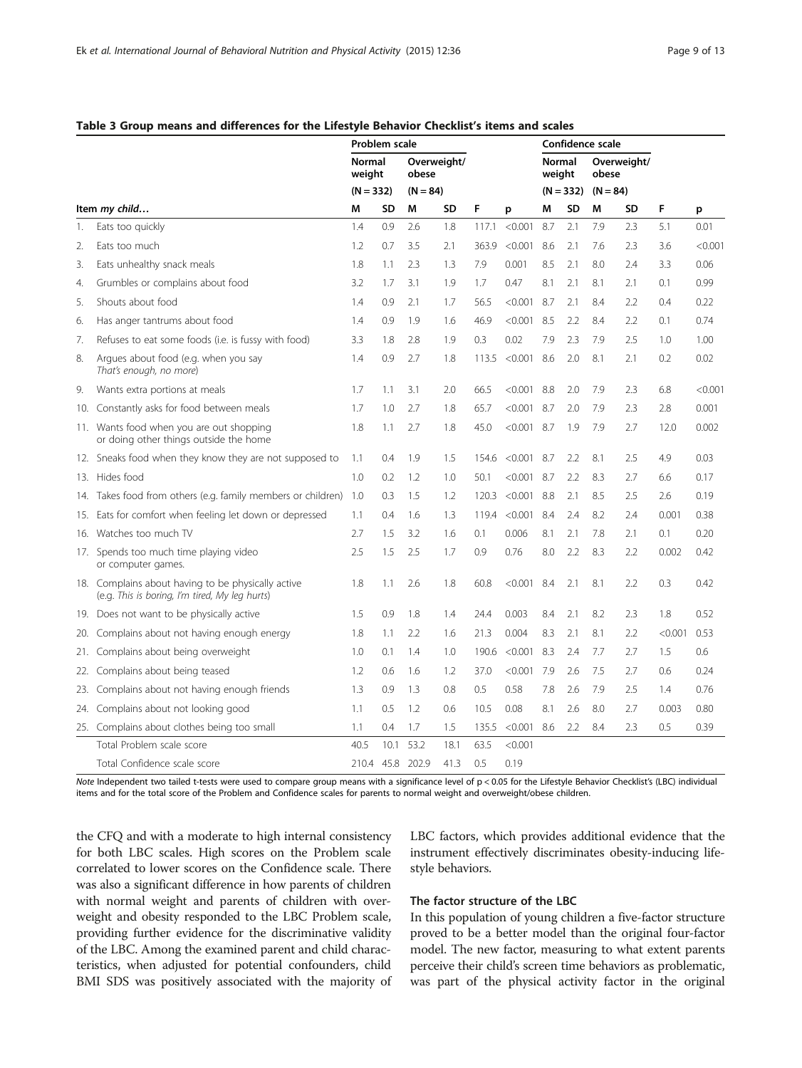**Table 3 Group means and differences for the Lifestyle Behavior Checklist's items and scales**

| | Problem scale | | | | | | Confidence scale | | | | | |
|---|---|---|---|---|---|---|---|---|---|---|---|---|
| | Normal weight | | Overweight/ obese | | | | Normal weight | | Overweight/ obese | | | |
| | (N = 332) | | (N = 84) | | | | (N = 332) | | (N = 84) | | | |
| Item *my child…* | M | SD | M | SD | F | p | M | SD | M | SD | F | p |
| 1. Eats too quickly | 1.4 | 0.9 | 2.6 | 1.8 | 117.1 | <0.001 | 8.7 | 2.1 | 7.9 | 2.3 | 5.1 | 0.01 |
| 2. Eats too much | 1.2 | 0.7 | 3.5 | 2.1 | 363.9 | <0.001 | 8.6 | 2.1 | 7.6 | 2.3 | 3.6 | <0.001 |
| 3. Eats unhealthy snack meals | 1.8 | 1.1 | 2.3 | 1.3 | 7.9 | 0.001 | 8.5 | 2.1 | 8.0 | 2.4 | 3.3 | 0.06 |
| 4. Grumbles or complains about food | 3.2 | 1.7 | 3.1 | 1.9 | 1.7 | 0.47 | 8.1 | 2.1 | 8.1 | 2.1 | 0.1 | 0.99 |
| 5. Shouts about food | 1.4 | 0.9 | 2.1 | 1.7 | 56.5 | <0.001 | 8.7 | 2.1 | 8.4 | 2.2 | 0.4 | 0.22 |
| 6. Has anger tantrums about food | 1.4 | 0.9 | 1.9 | 1.6 | 46.9 | <0.001 | 8.5 | 2.2 | 8.4 | 2.2 | 0.1 | 0.74 |
| 7. Refuses to eat some foods (i.e. is fussy with food) | 3.3 | 1.8 | 2.8 | 1.9 | 0.3 | 0.02 | 7.9 | 2.3 | 7.9 | 2.5 | 1.0 | 1.00 |
| 8. Argues about food (e.g. when you say *That's enough, no more*) | 1.4 | 0.9 | 2.7 | 1.8 | 113.5 | <0.001 | 8.6 | 2.0 | 8.1 | 2.1 | 0.2 | 0.02 |
| 9. Wants extra portions at meals | 1.7 | 1.1 | 3.1 | 2.0 | 66.5 | <0.001 | 8.8 | 2.0 | 7.9 | 2.3 | 6.8 | <0.001 |
| 10. Constantly asks for food between meals | 1.7 | 1.0 | 2.7 | 1.8 | 65.7 | <0.001 | 8.7 | 2.0 | 7.9 | 2.3 | 2.8 | 0.001 |
| 11. Wants food when you are out shopping or doing other things outside the home | 1.8 | 1.1 | 2.7 | 1.8 | 45.0 | <0.001 | 8.7 | 1.9 | 7.9 | 2.7 | 12.0 | 0.002 |
| 12. Sneaks food when they know they are not supposed to | 1.1 | 0.4 | 1.9 | 1.5 | 154.6 | <0.001 | 8.7 | 2.2 | 8.1 | 2.5 | 4.9 | 0.03 |
| 13. Hides food | 1.0 | 0.2 | 1.2 | 1.0 | 50.1 | <0.001 | 8.7 | 2.2 | 8.3 | 2.7 | 6.6 | 0.17 |
| 14. Takes food from others (e.g. family members or children) | 1.0 | 0.3 | 1.5 | 1.2 | 120.3 | <0.001 | 8.8 | 2.1 | 8.5 | 2.5 | 2.6 | 0.19 |
| 15. Eats for comfort when feeling let down or depressed | 1.1 | 0.4 | 1.6 | 1.3 | 119.4 | <0.001 | 8.4 | 2.4 | 8.2 | 2.4 | 0.001 | 0.38 |
| 16. Watches too much TV | 2.7 | 1.5 | 3.2 | 1.6 | 0.1 | 0.006 | 8.1 | 2.1 | 7.8 | 2.1 | 0.1 | 0.20 |
| 17. Spends too much time playing video or computer games. | 2.5 | 1.5 | 2.5 | 1.7 | 0.9 | 0.76 | 8.0 | 2.2 | 8.3 | 2.2 | 0.002 | 0.42 |
| 18. Complains about having to be physically active (e.g. *This is boring, I'm tired, My leg hurts*) | 1.8 | 1.1 | 2.6 | 1.8 | 60.8 | <0.001 | 8.4 | 2.1 | 8.1 | 2.2 | 0.3 | 0.42 |
| 19. Does not want to be physically active | 1.5 | 0.9 | 1.8 | 1.4 | 24.4 | 0.003 | 8.4 | 2.1 | 8.2 | 2.3 | 1.8 | 0.52 |
| 20. Complains about not having enough energy | 1.8 | 1.1 | 2.2 | 1.6 | 21.3 | 0.004 | 8.3 | 2.1 | 8.1 | 2.2 | <0.001 | 0.53 |
| 21. Complains about being overweight | 1.0 | 0.1 | 1.4 | 1.0 | 190.6 | <0.001 | 8.3 | 2.4 | 7.7 | 2.7 | 1.5 | 0.6 |
| 22. Complains about being teased | 1.2 | 0.6 | 1.6 | 1.2 | 37.0 | <0.001 | 7.9 | 2.6 | 7.5 | 2.7 | 0.6 | 0.24 |
| 23. Complains about not having enough friends | 1.3 | 0.9 | 1.3 | 0.8 | 0.5 | 0.58 | 7.8 | 2.6 | 7.9 | 2.5 | 1.4 | 0.76 |
| 24. Complains about not looking good | 1.1 | 0.5 | 1.2 | 0.6 | 10.5 | 0.08 | 8.1 | 2.6 | 8.0 | 2.7 | 0.003 | 0.80 |
| 25. Complains about clothes being too small | 1.1 | 0.4 | 1.7 | 1.5 | 135.5 | <0.001 | 8.6 | 2.2 | 8.4 | 2.3 | 0.5 | 0.39 |
| Total Problem scale score | 40.5 | 10.1 | 53.2 | 18.1 | 63.5 | <0.001 | | | | | | |
| Total Confidence scale score | 210.4 | 45.8 | 202.9 | 41.3 | 0.5 | 0.19 | | | | | | |

*Note* Independent two tailed t-tests were used to compare group means with a significance level of p < 0.05 for the Lifestyle Behavior Checklist's (LBC) individual items and for the total score of the Problem and Confidence scales for parents to normal weight and overweight/obese children.

the CFQ and with a moderate to high internal consistency for both LBC scales. High scores on the Problem scale correlated to lower scores on the Confidence scale. There was also a significant difference in how parents of children with normal weight and parents of children with overweight and obesity responded to the LBC Problem scale, providing further evidence for the discriminative validity of the LBC. Among the examined parent and child characteristics, when adjusted for potential confounders, child BMI SDS was positively associated with the majority of LBC factors, which provides additional evidence that the instrument effectively discriminates obesity-inducing lifestyle behaviors.

### The factor structure of the LBC

In this population of young children a five-factor structure proved to be a better model than the original four-factor model. The new factor, measuring to what extent parents perceive their child's screen time behaviors as problematic, was part of the physical activity factor in the original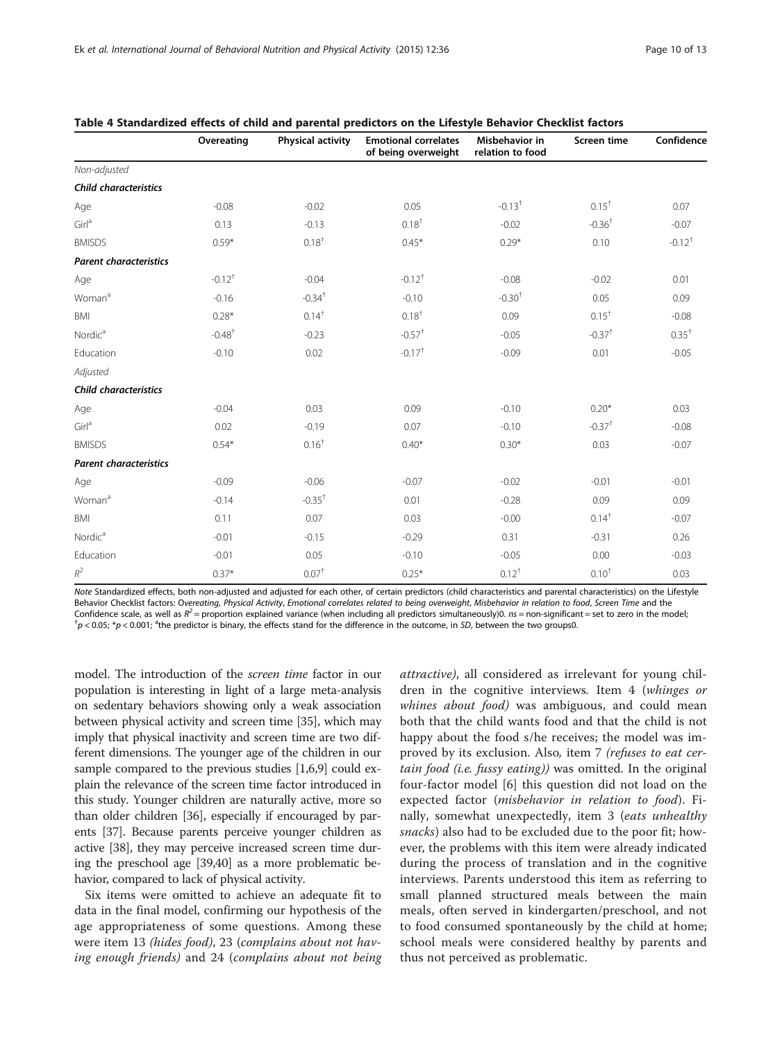**Table 4 Standardized effects of child and parental predictors on the Lifestyle Behavior Checklist factors**

| | Overeating | Physical activity | Emotional correlates of being overweight | Misbehavior in relation to food | Screen time | Confidence |
|---|---|---|---|---|---|---|
| *Non-adjusted* | | | | | | |
| ***Child characteristics*** | | | | | | |
| Age | -0.08 | -0.02 | 0.05 | -0.13[†] | 0.15[†] | 0.07 |
| Girl[a] | 0.13 | -0.13 | 0.18[†] | -0.02 | -0.36[†] | -0.07 |
| BMISDS | 0.59* | 0.18[†] | 0.45* | 0.29* | 0.10 | -0.12[†] |
| ***Parent characteristics*** | | | | | | |
| Age | -0.12[†] | -0.04 | -0.12[†] | -0.08 | -0.02 | 0.01 |
| Woman[a] | -0.16 | -0.34[†] | -0.10 | -0.30[†] | 0.05 | 0.09 |
| BMI | 0.28* | 0.14[†] | 0.18[†] | 0.09 | 0.15[†] | -0.08 |
| Nordic[a] | -0.48[†] | -0.23 | -0.57[†] | -0.05 | -0.37[†] | 0.35[†] |
| Education | -0.10 | 0.02 | -0.17[†] | -0.09 | 0.01 | -0.05 |
| *Adjusted* | | | | | | |
| ***Child characteristics*** | | | | | | |
| Age | -0.04 | 0.03 | 0.09 | -0.10 | 0.20* | 0.03 |
| Girl[a] | 0.02 | -0.19 | 0.07 | -0.10 | -0.37[†] | -0.08 |
| BMISDS | 0.54* | 0.16[†] | 0.40* | 0.30* | 0.03 | -0.07 |
| ***Parent characteristics*** | | | | | | |
| Age | -0.09 | -0.06 | -0.07 | -0.02 | -0.01 | -0.01 |
| Woman[a] | -0.14 | -0.35[†] | 0.01 | -0.28 | 0.09 | 0.09 |
| BMI | 0.11 | 0.07 | 0.03 | -0.00 | 0.14[†] | -0.07 |
| Nordic[a] | -0.01 | -0.15 | -0.29 | 0.31 | -0.31 | 0.26 |
| Education | -0.01 | 0.05 | -0.10 | -0.05 | 0.00 | -0.03 |
| $R^2$ | 0.37* | 0.07[†] | 0.25* | 0.12[†] | 0.10[†] | 0.03 |

*Note* Standardized effects, both non-adjusted and adjusted for each other, of certain predictors (child characteristics and parental characteristics) on the Lifestyle Behavior Checklist factors: O*vereating*, *Physical Activity*, *Emotional correlates related to being overweight*, *Misbehavior in relation to food*, *Screen Time* and the Confidence scale, as well as $R^2$ = proportion explained variance (when including all predictors simultaneously)0. *ns* = non-significant = set to zero in the model; [†]$p < 0.05$; *$p < 0.001$; [a]the predictor is binary, the effects stand for the difference in the outcome, in *SD*, between the two groups0.

model. The introduction of the *screen time* factor in our population is interesting in light of a large meta-analysis on sedentary behaviors showing only a weak association between physical activity and screen time [35], which may imply that physical inactivity and screen time are two different dimensions. The younger age of the children in our sample compared to the previous studies [1,6,9] could explain the relevance of the screen time factor introduced in this study. Younger children are naturally active, more so than older children [36], especially if encouraged by parents [37]. Because parents perceive younger children as active [38], they may perceive increased screen time during the preschool age [39,40] as a more problematic behavior, compared to lack of physical activity.

Six items were omitted to achieve an adequate fit to data in the final model, confirming our hypothesis of the age appropriateness of some questions. Among these were item 13 *(hides food)*, 23 (*complains about not having enough friends)* and 24 (*complains about not being attractive)*, all considered as irrelevant for young children in the cognitive interviews. Item 4 (*whinges or whines about food)* was ambiguous, and could mean both that the child wants food and that the child is not happy about the food s/he receives; the model was improved by its exclusion. Also, item 7 *(refuses to eat certain food (i.e. fussy eating))* was omitted. In the original four-factor model [6] this question did not load on the expected factor (*misbehavior in relation to food*). Finally, somewhat unexpectedly, item 3 (*eats unhealthy snacks*) also had to be excluded due to the poor fit; however, the problems with this item were already indicated during the process of translation and in the cognitive interviews. Parents understood this item as referring to small planned structured meals between the main meals, often served in kindergarten/preschool, and not to food consumed spontaneously by the child at home; school meals were considered healthy by parents and thus not perceived as problematic.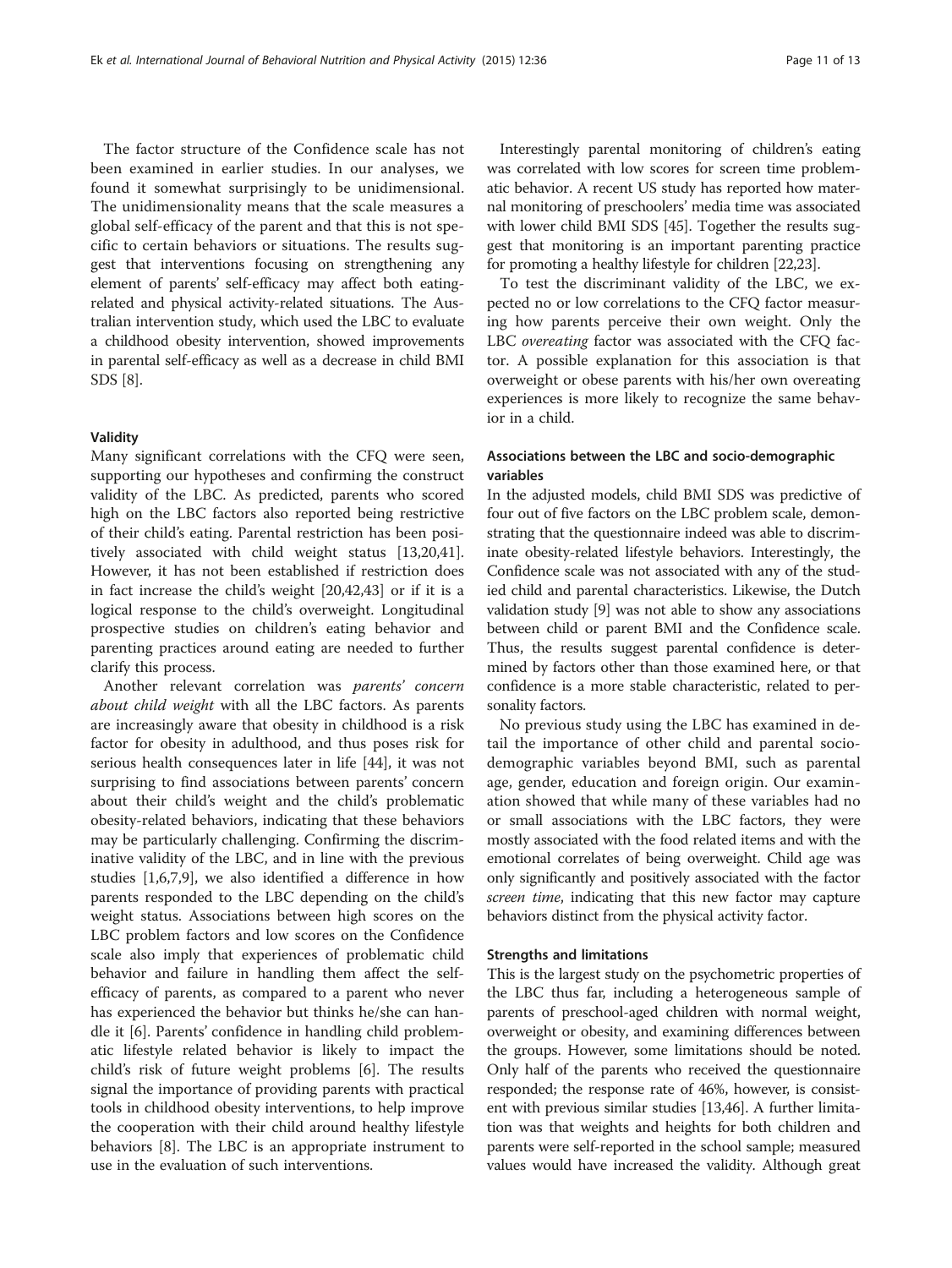The factor structure of the Confidence scale has not been examined in earlier studies. In our analyses, we found it somewhat surprisingly to be unidimensional. The unidimensionality means that the scale measures a global self-efficacy of the parent and that this is not specific to certain behaviors or situations. The results suggest that interventions focusing on strengthening any element of parents' self-efficacy may affect both eating-related and physical activity-related situations. The Australian intervention study, which used the LBC to evaluate a childhood obesity intervention, showed improvements in parental self-efficacy as well as a decrease in child BMI SDS [8].

### Validity

Many significant correlations with the CFQ were seen, supporting our hypotheses and confirming the construct validity of the LBC. As predicted, parents who scored high on the LBC factors also reported being restrictive of their child's eating. Parental restriction has been positively associated with child weight status [13,20,41]. However, it has not been established if restriction does in fact increase the child's weight [20,42,43] or if it is a logical response to the child's overweight. Longitudinal prospective studies on children's eating behavior and parenting practices around eating are needed to further clarify this process.

Another relevant correlation was *parents' concern about child weight* with all the LBC factors. As parents are increasingly aware that obesity in childhood is a risk factor for obesity in adulthood, and thus poses risk for serious health consequences later in life [44], it was not surprising to find associations between parents' concern about their child's weight and the child's problematic obesity-related behaviors, indicating that these behaviors may be particularly challenging. Confirming the discriminative validity of the LBC, and in line with the previous studies [1,6,7,9], we also identified a difference in how parents responded to the LBC depending on the child's weight status. Associations between high scores on the LBC problem factors and low scores on the Confidence scale also imply that experiences of problematic child behavior and failure in handling them affect the self-efficacy of parents, as compared to a parent who never has experienced the behavior but thinks he/she can handle it [6]. Parents' confidence in handling child problematic lifestyle related behavior is likely to impact the child's risk of future weight problems [6]. The results signal the importance of providing parents with practical tools in childhood obesity interventions, to help improve the cooperation with their child around healthy lifestyle behaviors [8]. The LBC is an appropriate instrument to use in the evaluation of such interventions.

Interestingly parental monitoring of children's eating was correlated with low scores for screen time problematic behavior. A recent US study has reported how maternal monitoring of preschoolers' media time was associated with lower child BMI SDS [45]. Together the results suggest that monitoring is an important parenting practice for promoting a healthy lifestyle for children [22,23].

To test the discriminant validity of the LBC, we expected no or low correlations to the CFQ factor measuring how parents perceive their own weight. Only the LBC *overeating* factor was associated with the CFQ factor. A possible explanation for this association is that overweight or obese parents with his/her own overeating experiences is more likely to recognize the same behavior in a child.

### Associations between the LBC and socio-demographic variables

In the adjusted models, child BMI SDS was predictive of four out of five factors on the LBC problem scale, demonstrating that the questionnaire indeed was able to discriminate obesity-related lifestyle behaviors. Interestingly, the Confidence scale was not associated with any of the studied child and parental characteristics. Likewise, the Dutch validation study [9] was not able to show any associations between child or parent BMI and the Confidence scale. Thus, the results suggest parental confidence is determined by factors other than those examined here, or that confidence is a more stable characteristic, related to personality factors.

No previous study using the LBC has examined in detail the importance of other child and parental socio-demographic variables beyond BMI, such as parental age, gender, education and foreign origin. Our examination showed that while many of these variables had no or small associations with the LBC factors, they were mostly associated with the food related items and with the emotional correlates of being overweight. Child age was only significantly and positively associated with the factor *screen time*, indicating that this new factor may capture behaviors distinct from the physical activity factor.

### Strengths and limitations

This is the largest study on the psychometric properties of the LBC thus far, including a heterogeneous sample of parents of preschool-aged children with normal weight, overweight or obesity, and examining differences between the groups. However, some limitations should be noted. Only half of the parents who received the questionnaire responded; the response rate of 46%, however, is consistent with previous similar studies [13,46]. A further limitation was that weights and heights for both children and parents were self-reported in the school sample; measured values would have increased the validity. Although great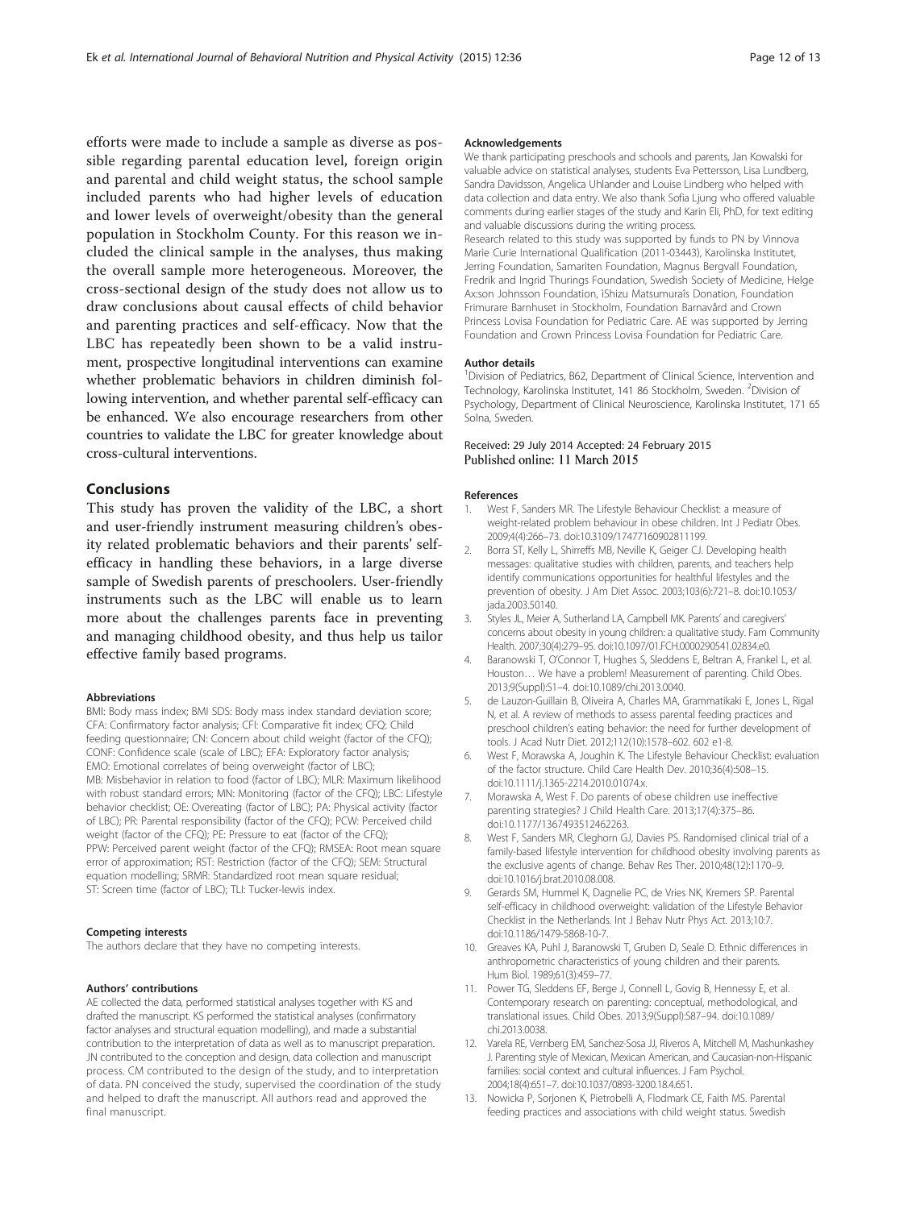efforts were made to include a sample as diverse as possible regarding parental education level, foreign origin and parental and child weight status, the school sample included parents who had higher levels of education and lower levels of overweight/obesity than the general population in Stockholm County. For this reason we included the clinical sample in the analyses, thus making the overall sample more heterogeneous. Moreover, the cross-sectional design of the study does not allow us to draw conclusions about causal effects of child behavior and parenting practices and self-efficacy. Now that the LBC has repeatedly been shown to be a valid instrument, prospective longitudinal interventions can examine whether problematic behaviors in children diminish following intervention, and whether parental self-efficacy can be enhanced. We also encourage researchers from other countries to validate the LBC for greater knowledge about cross-cultural interventions.

## Conclusions

This study has proven the validity of the LBC, a short and user-friendly instrument measuring children's obesity related problematic behaviors and their parents' self-efficacy in handling these behaviors, in a large diverse sample of Swedish parents of preschoolers. User-friendly instruments such as the LBC will enable us to learn more about the challenges parents face in preventing and managing childhood obesity, and thus help us tailor effective family based programs.

#### Abbreviations

BMI: Body mass index; BMI SDS: Body mass index standard deviation score; CFA: Confirmatory factor analysis; CFI: Comparative fit index; CFQ: Child feeding questionnaire; CN: Concern about child weight (factor of the CFQ); CONF: Confidence scale (scale of LBC); EFA: Exploratory factor analysis; EMO: Emotional correlates of being overweight (factor of LBC); MB: Misbehavior in relation to food (factor of LBC); MLR: Maximum likelihood with robust standard errors; MN: Monitoring (factor of the CFQ); LBC: Lifestyle behavior checklist; OE: Overeating (factor of LBC); PA: Physical activity (factor of LBC); PR: Parental responsibility (factor of the CFQ); PCW: Perceived child weight (factor of the CFQ); PE: Pressure to eat (factor of the CFQ); PPW: Perceived parent weight (factor of the CFQ); RMSEA: Root mean square error of approximation; RST: Restriction (factor of the CFQ); SEM: Structural equation modelling; SRMR: Standardized root mean square residual; ST: Screen time (factor of LBC); TLI: Tucker-lewis index.

#### Competing interests

The authors declare that they have no competing interests.

#### Authors' contributions

AE collected the data, performed statistical analyses together with KS and drafted the manuscript. KS performed the statistical analyses (confirmatory factor analyses and structural equation modelling), and made a substantial contribution to the interpretation of data as well as to manuscript preparation. JN contributed to the conception and design, data collection and manuscript process. CM contributed to the design of the study, and to interpretation of data. PN conceived the study, supervised the coordination of the study and helped to draft the manuscript. All authors read and approved the final manuscript.

#### Acknowledgements

We thank participating preschools and schools and parents, Jan Kowalski for valuable advice on statistical analyses, students Eva Pettersson, Lisa Lundberg, Sandra Davidsson, Angelica Uhlander and Louise Lindberg who helped with data collection and data entry. We also thank Sofia Ljung who offered valuable comments during earlier stages of the study and Karin Eli, PhD, for text editing and valuable discussions during the writing process.

Research related to this study was supported by funds to PN by Vinnova Marie Curie International Qualification (2011-03443), Karolinska Institutet, Jerring Foundation, Samariten Foundation, Magnus Bergvall Foundation, Fredrik and Ingrid Thurings Foundation, Swedish Society of Medicine, Helge Ax:son Johnsson Foundation, ìShizu Matsumuraîs Donation, Foundation Frimurare Barnhuset in Stockholm, Foundation Barnavård and Crown Princess Lovisa Foundation for Pediatric Care. AE was supported by Jerring Foundation and Crown Princess Lovisa Foundation for Pediatric Care.

#### Author details

[1]Division of Pediatrics, B62, Department of Clinical Science, Intervention and Technology, Karolinska Institutet, 141 86 Stockholm, Sweden. [2]Division of Psychology, Department of Clinical Neuroscience, Karolinska Institutet, 171 65 Solna, Sweden.

Received: 29 July 2014 Accepted: 24 February 2015
Published online: 11 March 2015

#### References

1. West F, Sanders MR. The Lifestyle Behaviour Checklist: a measure of weight-related problem behaviour in obese children. Int J Pediatr Obes. 2009;4(4):266–73. doi:10.3109/17477160902811199.
2. Borra ST, Kelly L, Shirreffs MB, Neville K, Geiger CJ. Developing health messages: qualitative studies with children, parents, and teachers help identify communications opportunities for healthful lifestyles and the prevention of obesity. J Am Diet Assoc. 2003;103(6):721–8. doi:10.1053/jada.2003.50140.
3. Styles JL, Meier A, Sutherland LA, Campbell MK. Parents' and caregivers' concerns about obesity in young children: a qualitative study. Fam Community Health. 2007;30(4):279–95. doi:10.1097/01.FCH.0000290541.02834.e0.
4. Baranowski T, O'Connor T, Hughes S, Sleddens E, Beltran A, Frankel L, et al. Houston… We have a problem! Measurement of parenting. Child Obes. 2013;9(Suppl):S1–4. doi:10.1089/chi.2013.0040.
5. de Lauzon-Guillain B, Oliveira A, Charles MA, Grammatikaki E, Jones L, Rigal N, et al. A review of methods to assess parental feeding practices and preschool children's eating behavior: the need for further development of tools. J Acad Nutr Diet. 2012;112(10):1578–602. 602 e1-8.
6. West F, Morawska A, Joughin K. The Lifestyle Behaviour Checklist: evaluation of the factor structure. Child Care Health Dev. 2010;36(4):508–15. doi:10.1111/j.1365-2214.2010.01074.x.
7. Morawska A, West F. Do parents of obese children use ineffective parenting strategies? J Child Health Care. 2013;17(4):375–86. doi:10.1177/1367493512462263.
8. West F, Sanders MR, Cleghorn GJ, Davies PS. Randomised clinical trial of a family-based lifestyle intervention for childhood obesity involving parents as the exclusive agents of change. Behav Res Ther. 2010;48(12):1170–9. doi:10.1016/j.brat.2010.08.008.
9. Gerards SM, Hummel K, Dagnelie PC, de Vries NK, Kremers SP. Parental self-efficacy in childhood overweight: validation of the Lifestyle Behavior Checklist in the Netherlands. Int J Behav Nutr Phys Act. 2013;10:7. doi:10.1186/1479-5868-10-7.
10. Greaves KA, Puhl J, Baranowski T, Gruben D, Seale D. Ethnic differences in anthropometric characteristics of young children and their parents. Hum Biol. 1989;61(3):459–77.
11. Power TG, Sleddens EF, Berge J, Connell L, Govig B, Hennessy E, et al. Contemporary research on parenting: conceptual, methodological, and translational issues. Child Obes. 2013;9(Suppl):S87–94. doi:10.1089/chi.2013.0038.
12. Varela RE, Vernberg EM, Sanchez-Sosa JJ, Riveros A, Mitchell M, Mashunkashey J. Parenting style of Mexican, Mexican American, and Caucasian-non-Hispanic families: social context and cultural influences. J Fam Psychol. 2004;18(4):651–7. doi:10.1037/0893-3200.18.4.651.
13. Nowicka P, Sorjonen K, Pietrobelli A, Flodmark CE, Faith MS. Parental feeding practices and associations with child weight status. Swedish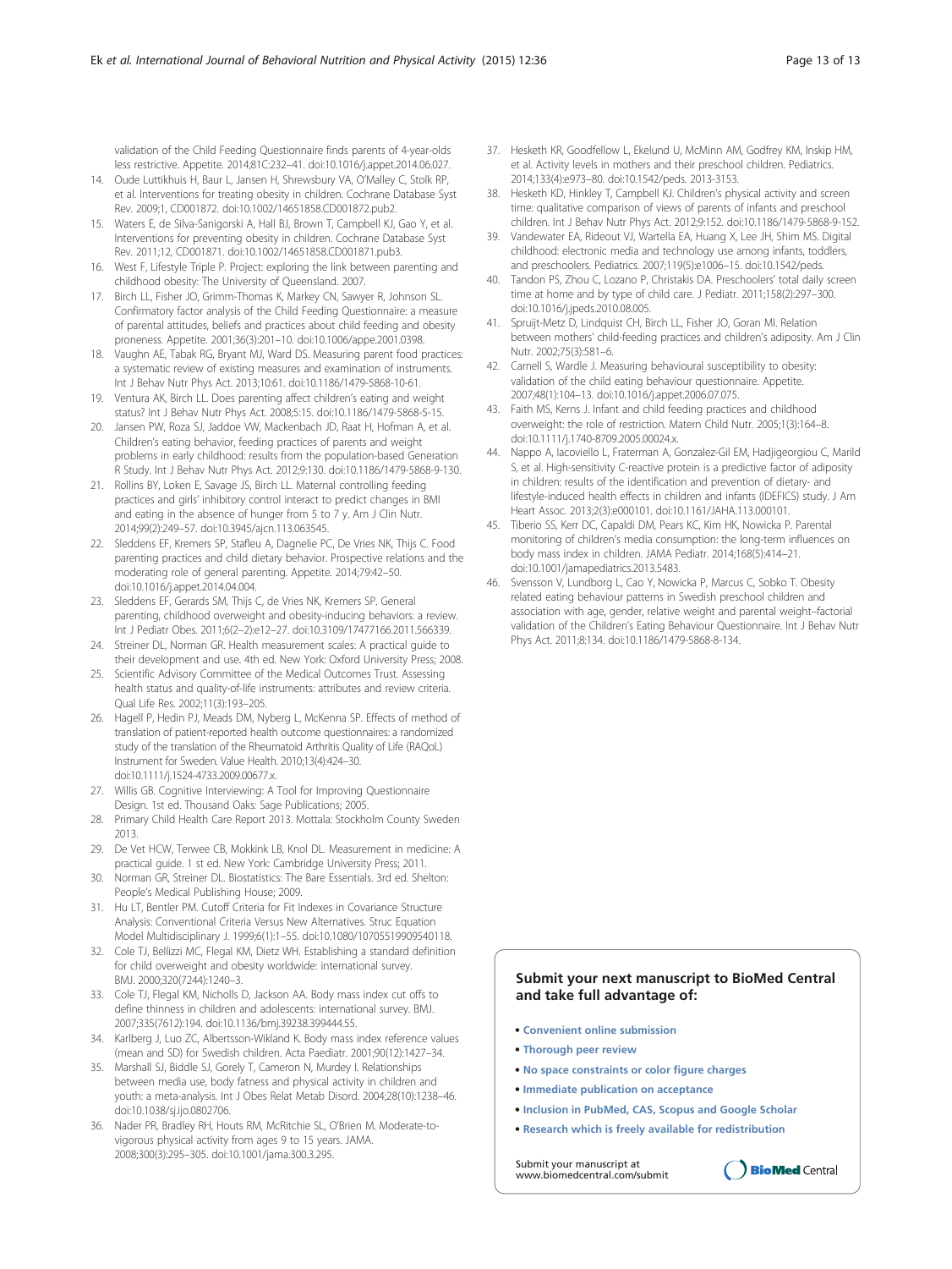validation of the Child Feeding Questionnaire finds parents of 4-year-olds less restrictive. Appetite. 2014;81C:232–41. doi:10.1016/j.appet.2014.06.027.

14. Oude Luttikhuis H, Baur L, Jansen H, Shrewsbury VA, O'Malley C, Stolk RP, et al. Interventions for treating obesity in children. Cochrane Database Syst Rev. 2009;1, CD001872. doi:10.1002/14651858.CD001872.pub2.
15. Waters E, de Silva-Sanigorski A, Hall BJ, Brown T, Campbell KJ, Gao Y, et al. Interventions for preventing obesity in children. Cochrane Database Syst Rev. 2011;12, CD001871. doi:10.1002/14651858.CD001871.pub3.
16. West F, Lifestyle Triple P. Project: exploring the link between parenting and childhood obesity: The University of Queensland. 2007.
17. Birch LL, Fisher JO, Grimm-Thomas K, Markey CN, Sawyer R, Johnson SL. Confirmatory factor analysis of the Child Feeding Questionnaire: a measure of parental attitudes, beliefs and practices about child feeding and obesity proneness. Appetite. 2001;36(3):201–10. doi:10.1006/appe.2001.0398.
18. Vaughn AE, Tabak RG, Bryant MJ, Ward DS. Measuring parent food practices: a systematic review of existing measures and examination of instruments. Int J Behav Nutr Phys Act. 2013;10:61. doi:10.1186/1479-5868-10-61.
19. Ventura AK, Birch LL. Does parenting affect children's eating and weight status? Int J Behav Nutr Phys Act. 2008;5:15. doi:10.1186/1479-5868-5-15.
20. Jansen PW, Roza SJ, Jaddoe VW, Mackenbach JD, Raat H, Hofman A, et al. Children's eating behavior, feeding practices of parents and weight problems in early childhood: results from the population-based Generation R Study. Int J Behav Nutr Phys Act. 2012;9:130. doi:10.1186/1479-5868-9-130.
21. Rollins BY, Loken E, Savage JS, Birch LL. Maternal controlling feeding practices and girls' inhibitory control interact to predict changes in BMI and eating in the absence of hunger from 5 to 7 y. Am J Clin Nutr. 2014;99(2):249–57. doi:10.3945/ajcn.113.063545.
22. Sleddens EF, Kremers SP, Stafleu A, Dagnelie PC, De Vries NK, Thijs C. Food parenting practices and child dietary behavior. Prospective relations and the moderating role of general parenting. Appetite. 2014;79:42–50. doi:10.1016/j.appet.2014.04.004.
23. Sleddens EF, Gerards SM, Thijs C, de Vries NK, Kremers SP. General parenting, childhood overweight and obesity-inducing behaviors: a review. Int J Pediatr Obes. 2011;6(2–2):e12–27. doi:10.3109/17477166.2011.566339.
24. Streiner DL, Norman GR. Health measurement scales: A practical guide to their development and use. 4th ed. New York: Oxford University Press; 2008.
25. Scientific Advisory Committee of the Medical Outcomes Trust. Assessing health status and quality-of-life instruments: attributes and review criteria. Qual Life Res. 2002;11(3):193–205.
26. Hagell P, Hedin PJ, Meads DM, Nyberg L, McKenna SP. Effects of method of translation of patient-reported health outcome questionnaires: a randomized study of the translation of the Rheumatoid Arthritis Quality of Life (RAQoL) Instrument for Sweden. Value Health. 2010;13(4):424–30. doi:10.1111/j.1524-4733.2009.00677.x.
27. Willis GB. Cognitive Interviewing: A Tool for Improving Questionnaire Design. 1st ed. Thousand Oaks: Sage Publications; 2005.
28. Primary Child Health Care Report 2013. Mottala: Stockholm County Sweden 2013.
29. De Vet HCW, Terwee CB, Mokkink LB, Knol DL. Measurement in medicine: A practical guide. 1 st ed. New York: Cambridge University Press; 2011.
30. Norman GR, Streiner DL. Biostatistics: The Bare Essentials. 3rd ed. Shelton: People's Medical Publishing House; 2009.
31. Hu LT, Bentler PM. Cutoff Criteria for Fit Indexes in Covariance Structure Analysis: Conventional Criteria Versus New Alternatives. Struc Equation Model Multidisciplinary J. 1999;6(1):1–55. doi:10.1080/10705519909540118.
32. Cole TJ, Bellizzi MC, Flegal KM, Dietz WH. Establishing a standard definition for child overweight and obesity worldwide: international survey. BMJ. 2000;320(7244):1240–3.
33. Cole TJ, Flegal KM, Nicholls D, Jackson AA. Body mass index cut offs to define thinness in children and adolescents: international survey. BMJ. 2007;335(7612):194. doi:10.1136/bmj.39238.399444.55.
34. Karlberg J, Luo ZC, Albertsson-Wikland K. Body mass index reference values (mean and SD) for Swedish children. Acta Paediatr. 2001;90(12):1427–34.
35. Marshall SJ, Biddle SJ, Gorely T, Cameron N, Murdey I. Relationships between media use, body fatness and physical activity in children and youth: a meta-analysis. Int J Obes Relat Metab Disord. 2004;28(10):1238–46. doi:10.1038/sj.ijo.0802706.
36. Nader PR, Bradley RH, Houts RM, McRitchie SL, O'Brien M. Moderate-to-vigorous physical activity from ages 9 to 15 years. JAMA. 2008;300(3):295–305. doi:10.1001/jama.300.3.295.
37. Hesketh KR, Goodfellow L, Ekelund U, McMinn AM, Godfrey KM, Inskip HM, et al. Activity levels in mothers and their preschool children. Pediatrics. 2014;133(4):e973–80. doi:10.1542/peds. 2013-3153.
38. Hesketh KD, Hinkley T, Campbell KJ. Children's physical activity and screen time: qualitative comparison of views of parents of infants and preschool children. Int J Behav Nutr Phys Act. 2012;9:152. doi:10.1186/1479-5868-9-152.
39. Vandewater EA, Rideout VJ, Wartella EA, Huang X, Lee JH, Shim MS. Digital childhood: electronic media and technology use among infants, toddlers, and preschoolers. Pediatrics. 2007;119(5):e1006–15. doi:10.1542/peds.
40. Tandon PS, Zhou C, Lozano P, Christakis DA. Preschoolers' total daily screen time at home and by type of child care. J Pediatr. 2011;158(2):297–300. doi:10.1016/j.jpeds.2010.08.005.
41. Spruijt-Metz D, Lindquist CH, Birch LL, Fisher JO, Goran MI. Relation between mothers' child-feeding practices and children's adiposity. Am J Clin Nutr. 2002;75(3):581–6.
42. Carnell S, Wardle J. Measuring behavioural susceptibility to obesity: validation of the child eating behaviour questionnaire. Appetite. 2007;48(1):104–13. doi:10.1016/j.appet.2006.07.075.
43. Faith MS, Kerns J. Infant and child feeding practices and childhood overweight: the role of restriction. Matern Child Nutr. 2005;1(3):164–8. doi:10.1111/j.1740-8709.2005.00024.x.
44. Nappo A, Iacoviello L, Fraterman A, Gonzalez-Gil EM, Hadjigeorgiou C, Marild S, et al. High-sensitivity C-reactive protein is a predictive factor of adiposity in children: results of the identification and prevention of dietary- and lifestyle-induced health effects in children and infants (IDEFICS) study. J Am Heart Assoc. 2013;2(3):e000101. doi:10.1161/JAHA.113.000101.
45. Tiberio SS, Kerr DC, Capaldi DM, Pears KC, Kim HK, Nowicka P. Parental monitoring of children's media consumption: the long-term influences on body mass index in children. JAMA Pediatr. 2014;168(5):414–21. doi:10.1001/jamapediatrics.2013.5483.
46. Svensson V, Lundborg L, Cao Y, Nowicka P, Marcus C, Sobko T. Obesity related eating behaviour patterns in Swedish preschool children and association with age, gender, relative weight and parental weight–factorial validation of the Children's Eating Behaviour Questionnaire. Int J Behav Nutr Phys Act. 2011;8:134. doi:10.1186/1479-5868-8-134.

**Submit your next manuscript to BioMed Central and take full advantage of:**

- **Convenient online submission**
- **Thorough peer review**
- **No space constraints or color figure charges**
- **Immediate publication on acceptance**
- **Inclusion in PubMed, CAS, Scopus and Google Scholar**
- **Research which is freely available for redistribution**

Submit your manuscript at
www.biomedcentral.com/submit

BioMed Central